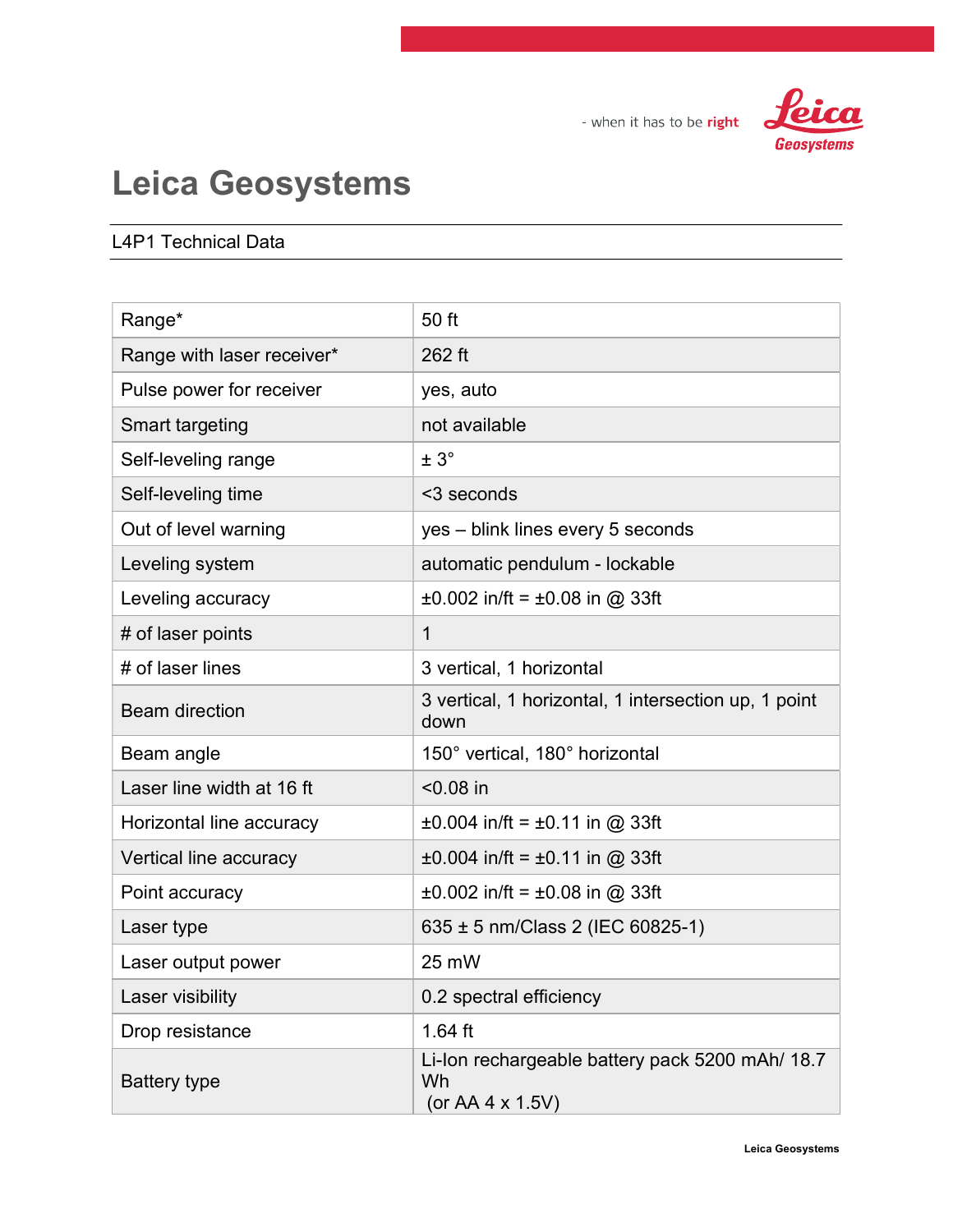- when it has to be **right**

Leica Geosystems

# Leica Geosystems

L4P1 Technical Data

| | |
|---|---|
| Range* | 50 ft |
| Range with laser receiver* | 262 ft |
| Pulse power for receiver | yes, auto |
| Smart targeting | not available |
| Self-leveling range | ± 3° |
| Self-leveling time | <3 seconds |
| Out of level warning | yes – blink lines every 5 seconds |
| Leveling system | automatic pendulum - lockable |
| Leveling accuracy | ±0.002 in/ft = ±0.08 in @ 33ft |
| # of laser points | 1 |
| # of laser lines | 3 vertical, 1 horizontal |
| Beam direction | 3 vertical, 1 horizontal, 1 intersection up, 1 point down |
| Beam angle | 150° vertical, 180° horizontal |
| Laser line width at 16 ft | <0.08 in |
| Horizontal line accuracy | ±0.004 in/ft = ±0.11 in @ 33ft |
| Vertical line accuracy | ±0.004 in/ft = ±0.11 in @ 33ft |
| Point accuracy | ±0.002 in/ft = ±0.08 in @ 33ft |
| Laser type | 635 ± 5 nm/Class 2 (IEC 60825-1) |
| Laser output power | 25 mW |
| Laser visibility | 0.2 spectral efficiency |
| Drop resistance | 1.64 ft |
| Battery type | Li-Ion rechargeable battery pack 5200 mAh/ 18.7 Wh (or AA 4 x 1.5V) |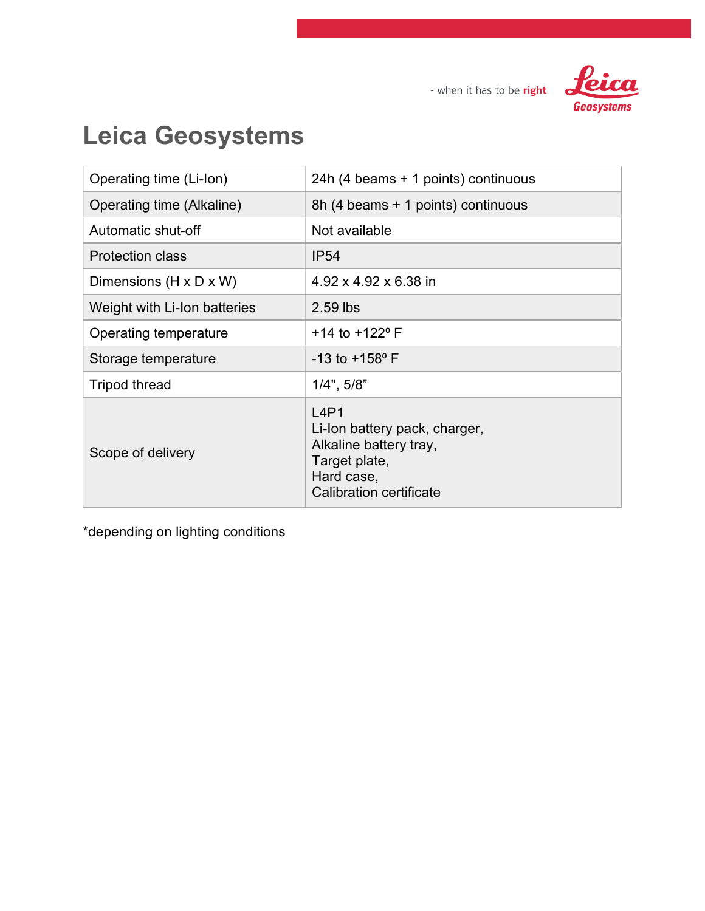# Leica Geosystems

| | |
|---|---|
| Operating time (Li-Ion) | 24h (4 beams + 1 points) continuous |
| Operating time (Alkaline) | 8h (4 beams + 1 points) continuous |
| Automatic shut-off | Not available |
| Protection class | IP54 |
| Dimensions (H x D x W) | 4.92 x 4.92 x 6.38 in |
| Weight with Li-Ion batteries | 2.59 lbs |
| Operating temperature | +14 to +122º F |
| Storage temperature | -13 to +158º F |
| Tripod thread | 1/4", 5/8" |
| Scope of delivery | L4P1<br>Li-Ion battery pack, charger,<br>Alkaline battery tray,<br>Target plate,<br>Hard case,<br>Calibration certificate |

*depending on lighting conditions